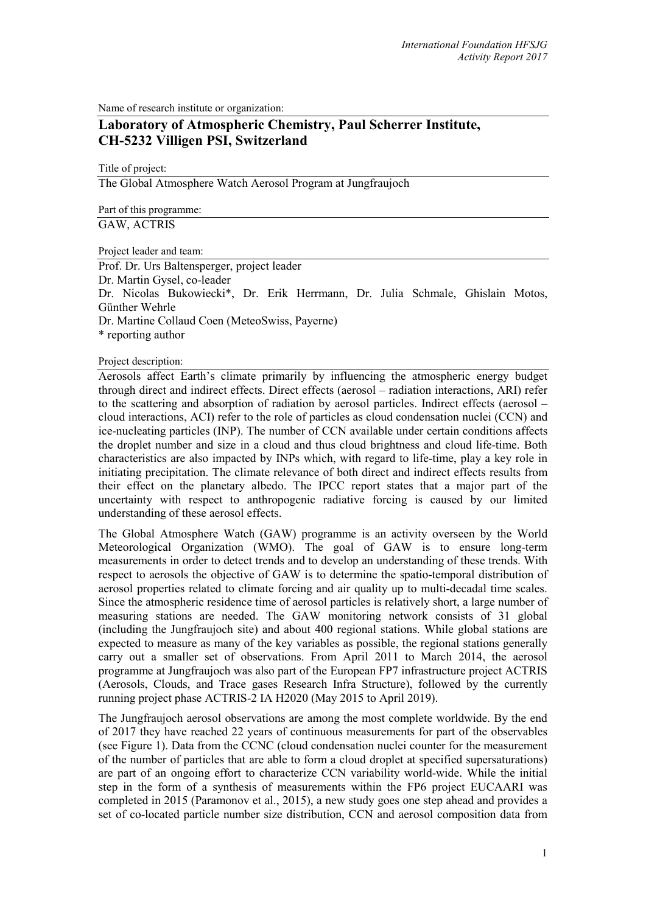Name of research institute or organization:

## Laboratory of Atmospheric Chemistry, Paul Scherrer Institute, CH-5232 Villigen PSI, Switzerland

Title of project:

The Global Atmosphere Watch Aerosol Program at Jungfraujoch

Part of this programme:

GAW, ACTRIS

Project leader and team:

Prof. Dr. Urs Baltensperger, project leader
Dr. Martin Gysel, co-leader
Dr. Nicolas Bukowiecki*, Dr. Erik Herrmann, Dr. Julia Schmale, Ghislain Motos, Günther Wehrle
Dr. Martine Collaud Coen (MeteoSwiss, Payerne)
* reporting author

Project description:

Aerosols affect Earth's climate primarily by influencing the atmospheric energy budget through direct and indirect effects. Direct effects (aerosol – radiation interactions, ARI) refer to the scattering and absorption of radiation by aerosol particles. Indirect effects (aerosol – cloud interactions, ACI) refer to the role of particles as cloud condensation nuclei (CCN) and ice-nucleating particles (INP). The number of CCN available under certain conditions affects the droplet number and size in a cloud and thus cloud brightness and cloud life-time. Both characteristics are also impacted by INPs which, with regard to life-time, play a key role in initiating precipitation. The climate relevance of both direct and indirect effects results from their effect on the planetary albedo. The IPCC report states that a major part of the uncertainty with respect to anthropogenic radiative forcing is caused by our limited understanding of these aerosol effects.

The Global Atmosphere Watch (GAW) programme is an activity overseen by the World Meteorological Organization (WMO). The goal of GAW is to ensure long-term measurements in order to detect trends and to develop an understanding of these trends. With respect to aerosols the objective of GAW is to determine the spatio-temporal distribution of aerosol properties related to climate forcing and air quality up to multi-decadal time scales. Since the atmospheric residence time of aerosol particles is relatively short, a large number of measuring stations are needed. The GAW monitoring network consists of 31 global (including the Jungfraujoch site) and about 400 regional stations. While global stations are expected to measure as many of the key variables as possible, the regional stations generally carry out a smaller set of observations. From April 2011 to March 2014, the aerosol programme at Jungfraujoch was also part of the European FP7 infrastructure project ACTRIS (Aerosols, Clouds, and Trace gases Research Infra Structure), followed by the currently running project phase ACTRIS-2 IA H2020 (May 2015 to April 2019).

The Jungfraujoch aerosol observations are among the most complete worldwide. By the end of 2017 they have reached 22 years of continuous measurements for part of the observables (see Figure 1). Data from the CCNC (cloud condensation nuclei counter for the measurement of the number of particles that are able to form a cloud droplet at specified supersaturations) are part of an ongoing effort to characterize CCN variability world-wide. While the initial step in the form of a synthesis of measurements within the FP6 project EUCAARI was completed in 2015 (Paramonov et al., 2015), a new study goes one step ahead and provides a set of co-located particle number size distribution, CCN and aerosol composition data from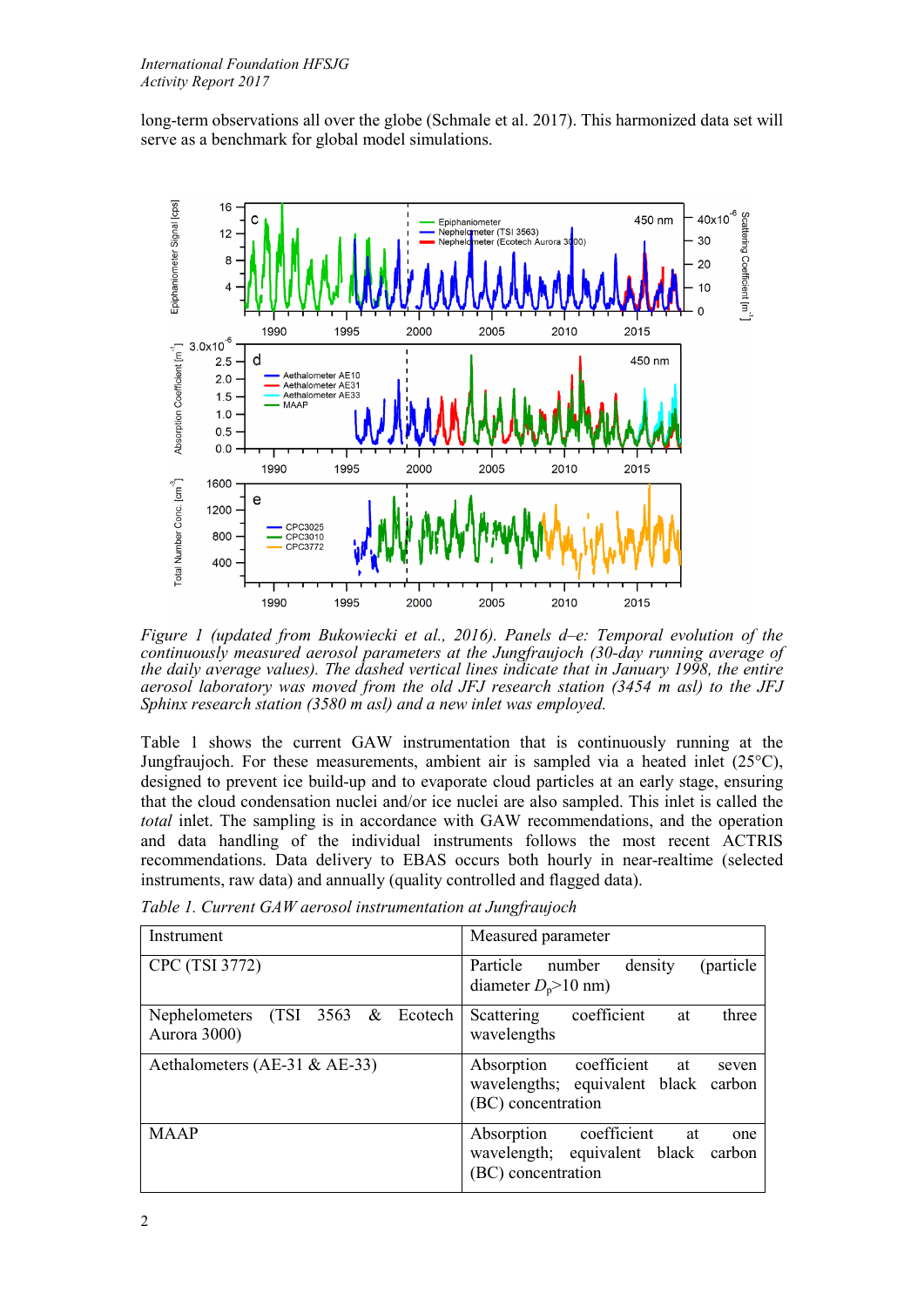long-term observations all over the globe (Schmale et al. 2017). This harmonized data set will serve as a benchmark for global model simulations.

*Figure 1 (updated from Bukowiecki et al., 2016). Panels d–e: Temporal evolution of the continuously measured aerosol parameters at the Jungfraujoch (30-day running average of the daily average values). The dashed vertical lines indicate that in January 1998, the entire aerosol laboratory was moved from the old JFJ research station (3454 m asl) to the JFJ Sphinx research station (3580 m asl) and a new inlet was employed.*

Table 1 shows the current GAW instrumentation that is continuously running at the Jungfraujoch. For these measurements, ambient air is sampled via a heated inlet (25°C), designed to prevent ice build-up and to evaporate cloud particles at an early stage, ensuring that the cloud condensation nuclei and/or ice nuclei are also sampled. This inlet is called the *total* inlet. The sampling is in accordance with GAW recommendations, and the operation and data handling of the individual instruments follows the most recent ACTRIS recommendations. Data delivery to EBAS occurs both hourly in near-realtime (selected instruments, raw data) and annually (quality controlled and flagged data).

*Table 1. Current GAW aerosol instrumentation at Jungfraujoch*

| Instrument | Measured parameter |
|---|---|
| CPC (TSI 3772) | Particle number density (particle diameter $D_p$>10 nm) |
| Nephelometers (TSI 3563 & Ecotech Aurora 3000) | Scattering coefficient at three wavelengths |
| Aethalometers (AE-31 & AE-33) | Absorption coefficient at seven wavelengths; equivalent black carbon (BC) concentration |
| MAAP | Absorption coefficient at one wavelength; equivalent black carbon (BC) concentration |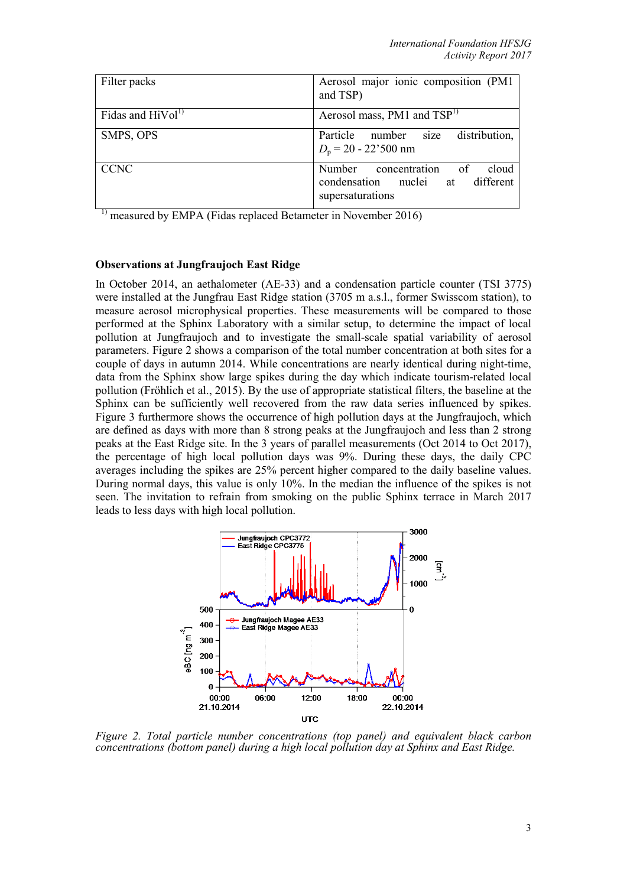| Filter packs | Aerosol major ionic composition (PM1 and TSP) |
|---|---|
| Fidas and HiVol[1)] | Aerosol mass, PM1 and TSP[1)] |
| SMPS, OPS | Particle number size distribution, $D_p$ = 20 - 22'500 nm |
| CCNC | Number concentration of cloud condensation nuclei at different supersaturations |

[1)] measured by EMPA (Fidas replaced Betameter in November 2016)

**Observations at Jungfraujoch East Ridge**

In October 2014, an aethalometer (AE-33) and a condensation particle counter (TSI 3775) were installed at the Jungfrau East Ridge station (3705 m a.s.l., former Swisscom station), to measure aerosol microphysical properties. These measurements will be compared to those performed at the Sphinx Laboratory with a similar setup, to determine the impact of local pollution at Jungfraujoch and to investigate the small-scale spatial variability of aerosol parameters. Figure 2 shows a comparison of the total number concentration at both sites for a couple of days in autumn 2014. While concentrations are nearly identical during night-time, data from the Sphinx show large spikes during the day which indicate tourism-related local pollution (Fröhlich et al., 2015). By the use of appropriate statistical filters, the baseline at the Sphinx can be sufficiently well recovered from the raw data series influenced by spikes. Figure 3 furthermore shows the occurrence of high pollution days at the Jungfraujoch, which are defined as days with more than 8 strong peaks at the Jungfraujoch and less than 2 strong peaks at the East Ridge site. In the 3 years of parallel measurements (Oct 2014 to Oct 2017), the percentage of high local pollution days was 9%. During these days, the daily CPC averages including the spikes are 25% percent higher compared to the daily baseline values. During normal days, this value is only 10%. In the median the influence of the spikes is not seen. The invitation to refrain from smoking on the public Sphinx terrace in March 2017 leads to less days with high local pollution.

*Figure 2. Total particle number concentrations (top panel) and equivalent black carbon concentrations (bottom panel) during a high local pollution day at Sphinx and East Ridge.*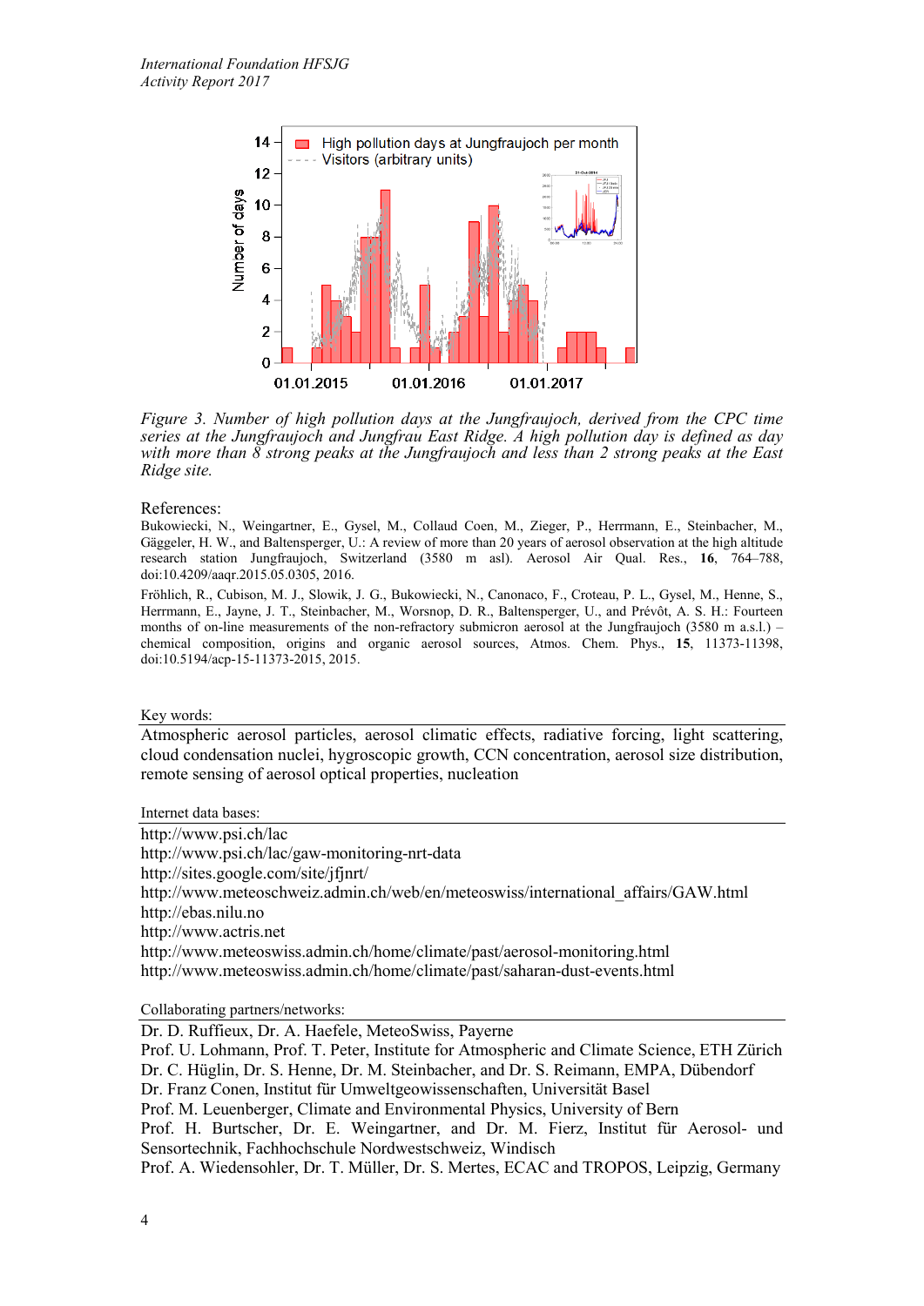*Figure 3. Number of high pollution days at the Jungfraujoch, derived from the CPC time series at the Jungfraujoch and Jungfrau East Ridge. A high pollution day is defined as day with more than 8 strong peaks at the Jungfraujoch and less than 2 strong peaks at the East Ridge site.*

References:

Bukowiecki, N., Weingartner, E., Gysel, M., Collaud Coen, M., Zieger, P., Herrmann, E., Steinbacher, M., Gäggeler, H. W., and Baltensperger, U.: A review of more than 20 years of aerosol observation at the high altitude research station Jungfraujoch, Switzerland (3580 m asl). Aerosol Air Qual. Res., **16**, 764–788, doi:10.4209/aaqr.2015.05.0305, 2016.

Fröhlich, R., Cubison, M. J., Slowik, J. G., Bukowiecki, N., Canonaco, F., Croteau, P. L., Gysel, M., Henne, S., Herrmann, E., Jayne, J. T., Steinbacher, M., Worsnop, D. R., Baltensperger, U., and Prévôt, A. S. H.: Fourteen months of on-line measurements of the non-refractory submicron aerosol at the Jungfraujoch (3580 m a.s.l.) – chemical composition, origins and organic aerosol sources, Atmos. Chem. Phys., **15**, 11373-11398, doi:10.5194/acp-15-11373-2015, 2015.

Key words:

Atmospheric aerosol particles, aerosol climatic effects, radiative forcing, light scattering, cloud condensation nuclei, hygroscopic growth, CCN concentration, aerosol size distribution, remote sensing of aerosol optical properties, nucleation

Internet data bases:

http://www.psi.ch/lac
http://www.psi.ch/lac/gaw-monitoring-nrt-data
http://sites.google.com/site/jfjnrt/
http://www.meteoschweiz.admin.ch/web/en/meteoswiss/international_affairs/GAW.html
http://ebas.nilu.no
http://www.actris.net
http://www.meteoswiss.admin.ch/home/climate/past/aerosol-monitoring.html
http://www.meteoswiss.admin.ch/home/climate/past/saharan-dust-events.html

Collaborating partners/networks:

Dr. D. Ruffieux, Dr. A. Haefele, MeteoSwiss, Payerne
Prof. U. Lohmann, Prof. T. Peter, Institute for Atmospheric and Climate Science, ETH Zürich
Dr. C. Hüglin, Dr. S. Henne, Dr. M. Steinbacher, and Dr. S. Reimann, EMPA, Dübendorf
Dr. Franz Conen, Institut für Umweltgeowissenschaften, Universität Basel
Prof. M. Leuenberger, Climate and Environmental Physics, University of Bern
Prof. H. Burtscher, Dr. E. Weingartner, and Dr. M. Fierz, Institut für Aerosol- und Sensortechnik, Fachhochschule Nordwestschweiz, Windisch
Prof. A. Wiedensohler, Dr. T. Müller, Dr. S. Mertes, ECAC and TROPOS, Leipzig, Germany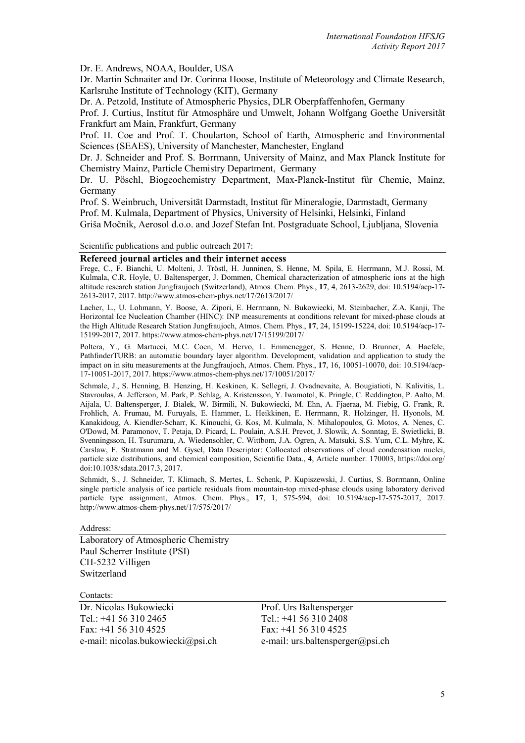Dr. E. Andrews, NOAA, Boulder, USA

Dr. Martin Schnaiter and Dr. Corinna Hoose, Institute of Meteorology and Climate Research, Karlsruhe Institute of Technology (KIT), Germany

Dr. A. Petzold, Institute of Atmospheric Physics, DLR Oberpfaffenhofen, Germany

Prof. J. Curtius, Institut für Atmosphäre und Umwelt, Johann Wolfgang Goethe Universität Frankfurt am Main, Frankfurt, Germany

Prof. H. Coe and Prof. T. Choularton, School of Earth, Atmospheric and Environmental Sciences (SEAES), University of Manchester, Manchester, England

Dr. J. Schneider and Prof. S. Borrmann, University of Mainz, and Max Planck Institute for Chemistry Mainz, Particle Chemistry Department, Germany

Dr. U. Pöschl, Biogeochemistry Department, Max-Planck-Institut für Chemie, Mainz, Germany

Prof. S. Weinbruch, Universität Darmstadt, Institut für Mineralogie, Darmstadt, Germany

Prof. M. Kulmala, Department of Physics, University of Helsinki, Helsinki, Finland

Griša Močnik, Aerosol d.o.o. and Jozef Stefan Int. Postgraduate School, Ljubljana, Slovenia

Scientific publications and public outreach 2017:

**Refereed journal articles and their internet access**

Frege, C., F. Bianchi, U. Molteni, J. Tröstl, H. Junninen, S. Henne, M. Spila, E. Herrmann, M.J. Rossi, M. Kulmala, C.R. Hoyle, U. Baltensperger, J. Dommen, Chemical characterization of atmospheric ions at the high altitude research station Jungfraujoch (Switzerland), Atmos. Chem. Phys., **17**, 4, 2613-2629, doi: 10.5194/acp-17-2613-2017, 2017. http://www.atmos-chem-phys.net/17/2613/2017/

Lacher, L., U. Lohmann, Y. Boose, A. Zipori, E. Herrmann, N. Bukowiecki, M. Steinbacher, Z.A. Kanji, The Horizontal Ice Nucleation Chamber (HINC): INP measurements at conditions relevant for mixed-phase clouds at the High Altitude Research Station Jungfraujoch, Atmos. Chem. Phys., **17**, 24, 15199-15224, doi: 10.5194/acp-17-15199-2017, 2017. https://www.atmos-chem-phys.net/17/15199/2017/

Poltera, Y., G. Martucci, M.C. Coen, M. Hervo, L. Emmenegger, S. Henne, D. Brunner, A. Haefele, PathfinderTURB: an automatic boundary layer algorithm. Development, validation and application to study the impact on in situ measurements at the Jungfraujoch, Atmos. Chem. Phys., **17**, 16, 10051-10070, doi: 10.5194/acp-17-10051-2017, 2017. https://www.atmos-chem-phys.net/17/10051/2017/

Schmale, J., S. Henning, B. Henzing, H. Keskinen, K. Sellegri, J. Ovadnevaite, A. Bougiatioti, N. Kalivitis, L. Stavroulas, A. Jefferson, M. Park, P. Schlag, A. Kristensson, Y. Iwamotol, K. Pringle, C. Reddington, P. Aalto, M. Aijala, U. Baltensperger, J. Bialek, W. Birmili, N. Bukowiecki, M. Ehn, A. Fjaeraa, M. Fiebig, G. Frank, R. Frohlich, A. Frumau, M. Furuyals, E. Hammer, L. Heikkinen, E. Herrmann, R. Holzinger, H. Hyonols, M. Kanakidoug, A. Kiendler-Scharr, K. Kinouchi, G. Kos, M. Kulmala, N. Mihalopoulos, G. Motos, A. Nenes, C. O'Dowd, M. Paramonov, T. Petaja, D. Picard, L. Poulain, A.S.H. Prevot, J. Slowik, A. Sonntag, E. Swietlicki, B. Svenningsson, H. Tsurumaru, A. Wiedensohler, C. Wittbom, J.A. Ogren, A. Matsuki, S.S. Yum, C.L. Myhre, K. Carslaw, F. Stratmann and M. Gysel, Data Descriptor: Collocated observations of cloud condensation nuclei, particle size distributions, and chemical composition, Scientific Data., **4**, Article number: 170003, https://doi.org/ doi:10.1038/sdata.2017.3, 2017.

Schmidt, S., J. Schneider, T. Klimach, S. Mertes, L. Schenk, P. Kupiszewski, J. Curtius, S. Borrmann, Online single particle analysis of ice particle residuals from mountain-top mixed-phase clouds using laboratory derived particle type assignment, Atmos. Chem. Phys., **17**, 1, 575-594, doi: 10.5194/acp-17-575-2017, 2017. http://www.atmos-chem-phys.net/17/575/2017/

Address:

Laboratory of Atmospheric Chemistry
Paul Scherrer Institute (PSI)
CH-5232 Villigen
Switzerland

Contacts:

Dr. Nicolas Bukowiecki
Tel.: +41 56 310 2465
Fax: +41 56 310 4525
e-mail: nicolas.bukowiecki@psi.ch

Prof. Urs Baltensperger
Tel.: +41 56 310 2408
Fax: +41 56 310 4525
e-mail: urs.baltensperger@psi.ch